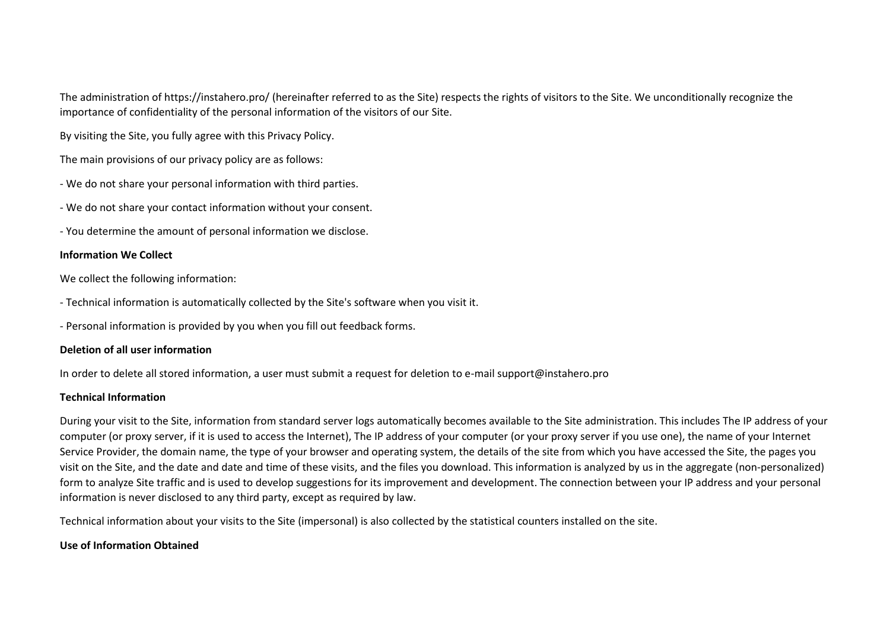The administration of https://instahero.pro/ (hereinafter referred to as the Site) respects the rights of visitors to the Site. We unconditionally recognize the importance of confidentiality of the personal information of the visitors of our Site.

By visiting the Site, you fully agree with this Privacy Policy.

The main provisions of our privacy policy are as follows:

- We do not share your personal information with third parties.

- We do not share your contact information without your consent.

- You determine the amount of personal information we disclose.

**Information We Collect**

We collect the following information:

- Technical information is automatically collected by the Site's software when you visit it.

- Personal information is provided by you when you fill out feedback forms.

**Deletion of all user information**

In order to delete all stored information, a user must submit a request for deletion to e-mail support@instahero.pro

**Technical Information**

During your visit to the Site, information from standard server logs automatically becomes available to the Site administration. This includes The IP address of your computer (or proxy server, if it is used to access the Internet), The IP address of your computer (or your proxy server if you use one), the name of your Internet Service Provider, the domain name, the type of your browser and operating system, the details of the site from which you have accessed the Site, the pages you visit on the Site, and the date and date and time of these visits, and the files you download. This information is analyzed by us in the aggregate (non-personalized) form to analyze Site traffic and is used to develop suggestions for its improvement and development. The connection between your IP address and your personal information is never disclosed to any third party, except as required by law.

Technical information about your visits to the Site (impersonal) is also collected by the statistical counters installed on the site.

**Use of Information Obtained**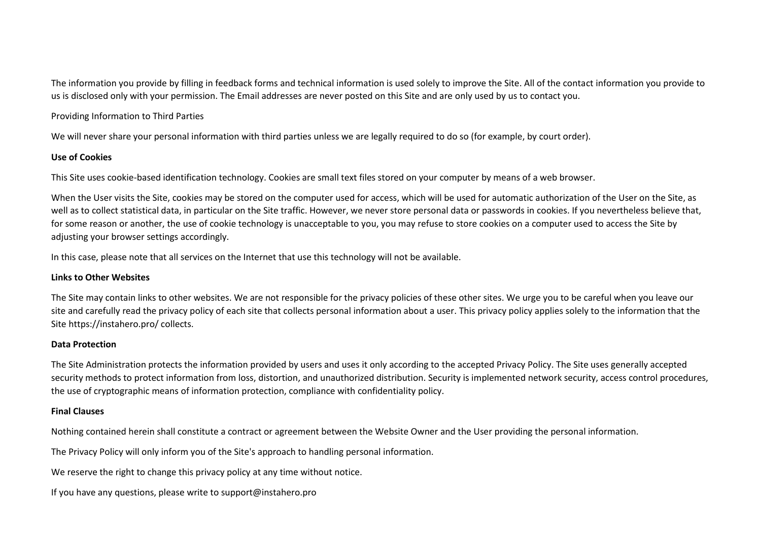The information you provide by filling in feedback forms and technical information is used solely to improve the Site. All of the contact information you provide to us is disclosed only with your permission. The Email addresses are never posted on this Site and are only used by us to contact you.

Providing Information to Third Parties

We will never share your personal information with third parties unless we are legally required to do so (for example, by court order).

**Use of Cookies**

This Site uses cookie-based identification technology. Cookies are small text files stored on your computer by means of a web browser.

When the User visits the Site, cookies may be stored on the computer used for access, which will be used for automatic authorization of the User on the Site, as well as to collect statistical data, in particular on the Site traffic. However, we never store personal data or passwords in cookies. If you nevertheless believe that, for some reason or another, the use of cookie technology is unacceptable to you, you may refuse to store cookies on a computer used to access the Site by adjusting your browser settings accordingly.

In this case, please note that all services on the Internet that use this technology will not be available.

**Links to Other Websites**

The Site may contain links to other websites. We are not responsible for the privacy policies of these other sites. We urge you to be careful when you leave our site and carefully read the privacy policy of each site that collects personal information about a user. This privacy policy applies solely to the information that the Site https://instahero.pro/ collects.

**Data Protection**

The Site Administration protects the information provided by users and uses it only according to the accepted Privacy Policy. The Site uses generally accepted security methods to protect information from loss, distortion, and unauthorized distribution. Security is implemented network security, access control procedures, the use of cryptographic means of information protection, compliance with confidentiality policy.

**Final Clauses**

Nothing contained herein shall constitute a contract or agreement between the Website Owner and the User providing the personal information.

The Privacy Policy will only inform you of the Site's approach to handling personal information.

We reserve the right to change this privacy policy at any time without notice.

If you have any questions, please write to support@instahero.pro